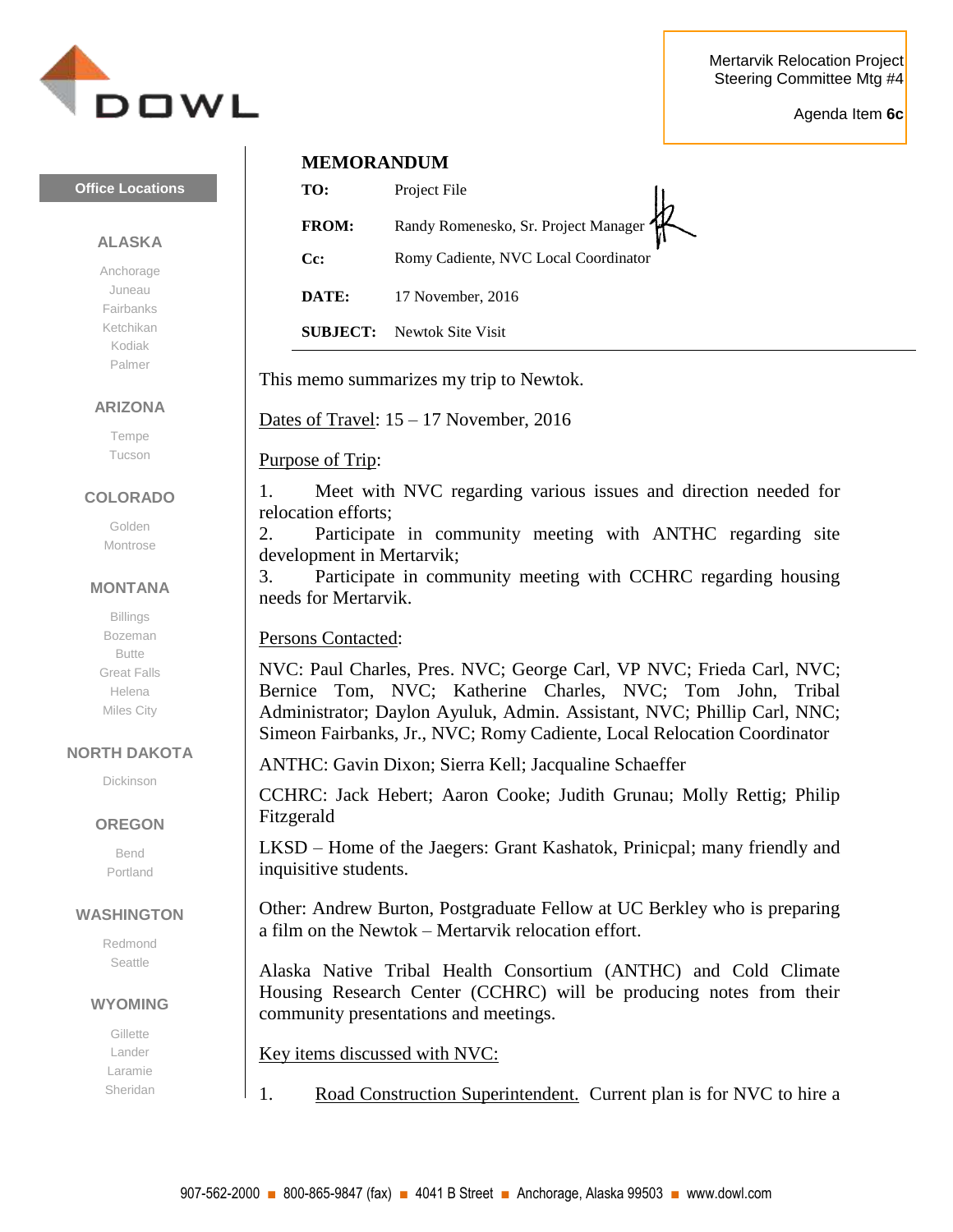Mertarvik Relocation Project
Steering Committee Mtg #4

Agenda Item **6c**

# MEMORANDUM

**TO:** Project File

**FROM:** Randy Romenesko, Sr. Project Manager

**Cc:** Romy Cadiente, NVC Local Coordinator

**DATE:** 17 November, 2016

**SUBJECT:** Newtok Site Visit

---

This memo summarizes my trip to Newtok.

Dates of Travel: 15 – 17 November, 2016

Purpose of Trip:

1. Meet with NVC regarding various issues and direction needed for relocation efforts;
2. Participate in community meeting with ANTHC regarding site development in Mertarvik;
3. Participate in community meeting with CCHRC regarding housing needs for Mertarvik.

Persons Contacted:

NVC: Paul Charles, Pres. NVC; George Carl, VP NVC; Frieda Carl, NVC; Bernice Tom, NVC; Katherine Charles, NVC; Tom John, Tribal Administrator; Daylon Ayuluk, Admin. Assistant, NVC; Phillip Carl, NNC; Simeon Fairbanks, Jr., NVC; Romy Cadiente, Local Relocation Coordinator

ANTHC: Gavin Dixon; Sierra Kell; Jacqualine Schaeffer

CCHRC: Jack Hebert; Aaron Cooke; Judith Grunau; Molly Rettig; Philip Fitzgerald

LKSD – Home of the Jaegers: Grant Kashatok, Prinicpal; many friendly and inquisitive students.

Other: Andrew Burton, Postgraduate Fellow at UC Berkley who is preparing a film on the Newtok – Mertarvik relocation effort.

Alaska Native Tribal Health Consortium (ANTHC) and Cold Climate Housing Research Center (CCHRC) will be producing notes from their community presentations and meetings.

Key items discussed with NVC:

1. Road Construction Superintendent. Current plan is for NVC to hire a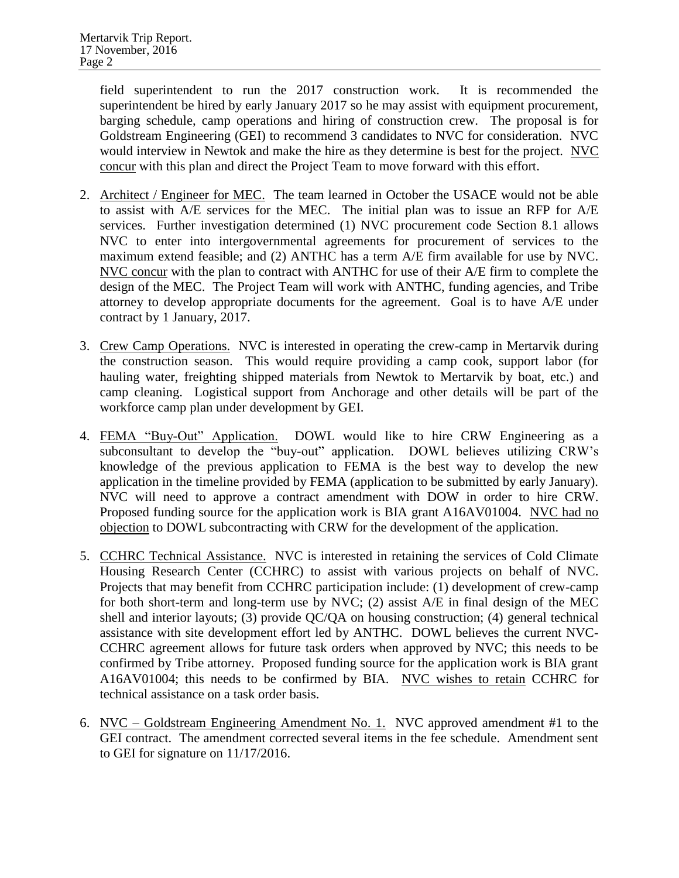field superintendent to run the 2017 construction work. It is recommended the superintendent be hired by early January 2017 so he may assist with equipment procurement, barging schedule, camp operations and hiring of construction crew. The proposal is for Goldstream Engineering (GEI) to recommend 3 candidates to NVC for consideration. NVC would interview in Newtok and make the hire as they determine is best for the project. <u>NVC concur</u> with this plan and direct the Project Team to move forward with this effort.

2. <u>Architect / Engineer for MEC.</u> The team learned in October the USACE would not be able to assist with A/E services for the MEC. The initial plan was to issue an RFP for A/E services. Further investigation determined (1) NVC procurement code Section 8.1 allows NVC to enter into intergovernmental agreements for procurement of services to the maximum extend feasible; and (2) ANTHC has a term A/E firm available for use by NVC. <u>NVC concur</u> with the plan to contract with ANTHC for use of their A/E firm to complete the design of the MEC. The Project Team will work with ANTHC, funding agencies, and Tribe attorney to develop appropriate documents for the agreement. Goal is to have A/E under contract by 1 January, 2017.

3. <u>Crew Camp Operations.</u> NVC is interested in operating the crew-camp in Mertarvik during the construction season. This would require providing a camp cook, support labor (for hauling water, freighting shipped materials from Newtok to Mertarvik by boat, etc.) and camp cleaning. Logistical support from Anchorage and other details will be part of the workforce camp plan under development by GEI.

4. <u>FEMA "Buy-Out" Application.</u> DOWL would like to hire CRW Engineering as a subconsultant to develop the "buy-out" application. DOWL believes utilizing CRW's knowledge of the previous application to FEMA is the best way to develop the new application in the timeline provided by FEMA (application to be submitted by early January). NVC will need to approve a contract amendment with DOW in order to hire CRW. Proposed funding source for the application work is BIA grant A16AV01004. <u>NVC had no objection</u> to DOWL subcontracting with CRW for the development of the application.

5. <u>CCHRC Technical Assistance.</u> NVC is interested in retaining the services of Cold Climate Housing Research Center (CCHRC) to assist with various projects on behalf of NVC. Projects that may benefit from CCHRC participation include: (1) development of crew-camp for both short-term and long-term use by NVC; (2) assist A/E in final design of the MEC shell and interior layouts; (3) provide QC/QA on housing construction; (4) general technical assistance with site development effort led by ANTHC. DOWL believes the current NVC-CCHRC agreement allows for future task orders when approved by NVC; this needs to be confirmed by Tribe attorney. Proposed funding source for the application work is BIA grant A16AV01004; this needs to be confirmed by BIA. <u>NVC wishes to retain</u> CCHRC for technical assistance on a task order basis.

6. <u>NVC – Goldstream Engineering Amendment No. 1.</u> NVC approved amendment #1 to the GEI contract. The amendment corrected several items in the fee schedule. Amendment sent to GEI for signature on 11/17/2016.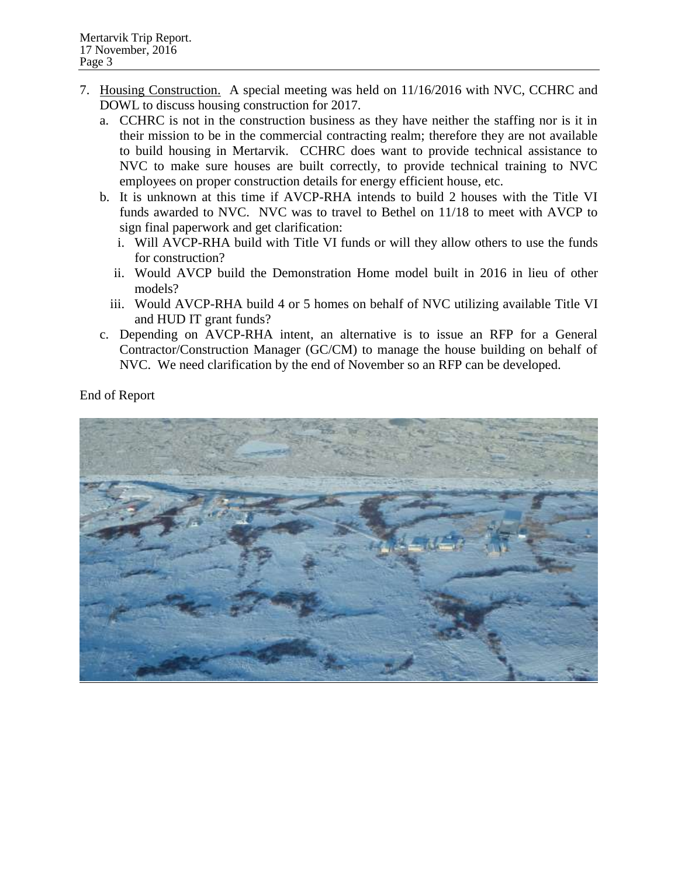7. Housing Construction. A special meeting was held on 11/16/2016 with NVC, CCHRC and DOWL to discuss housing construction for 2017.
   a. CCHRC is not in the construction business as they have neither the staffing nor is it in their mission to be in the commercial contracting realm; therefore they are not available to build housing in Mertarvik. CCHRC does want to provide technical assistance to NVC to make sure houses are built correctly, to provide technical training to NVC employees on proper construction details for energy efficient house, etc.
   b. It is unknown at this time if AVCP-RHA intends to build 2 houses with the Title VI funds awarded to NVC. NVC was to travel to Bethel on 11/18 to meet with AVCP to sign final paperwork and get clarification:
      i. Will AVCP-RHA build with Title VI funds or will they allow others to use the funds for construction?
      ii. Would AVCP build the Demonstration Home model built in 2016 in lieu of other models?
      iii. Would AVCP-RHA build 4 or 5 homes on behalf of NVC utilizing available Title VI and HUD IT grant funds?
   c. Depending on AVCP-RHA intent, an alternative is to issue an RFP for a General Contractor/Construction Manager (GC/CM) to manage the house building on behalf of NVC. We need clarification by the end of November so an RFP can be developed.

End of Report